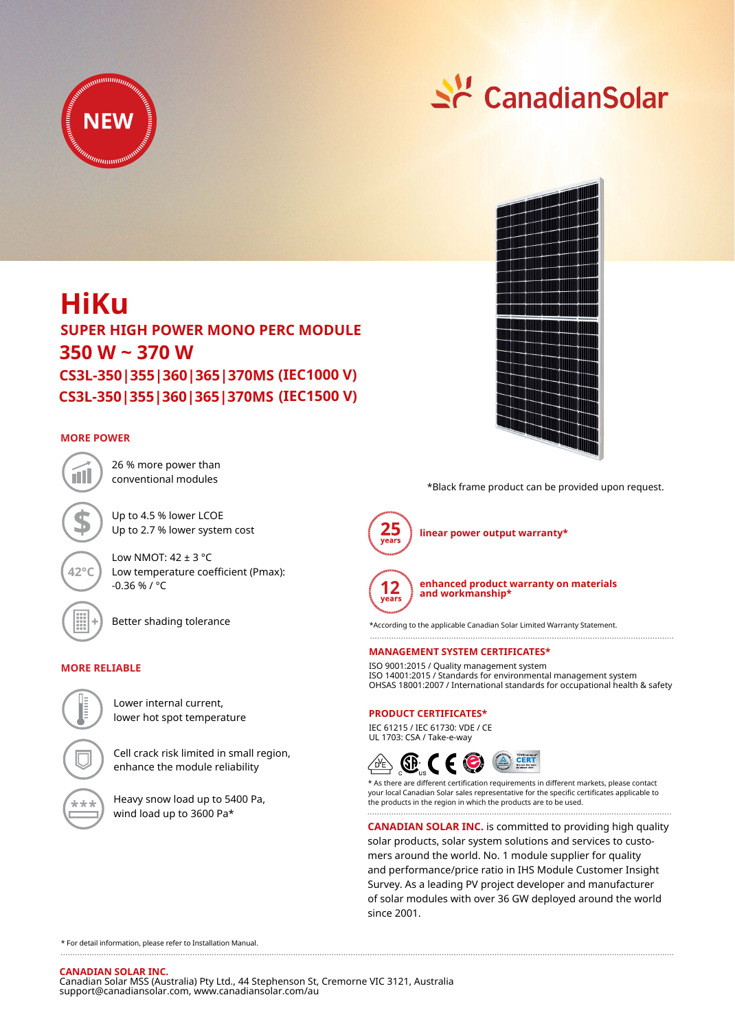NEW

CanadianSolar

# HiKu

## SUPER HIGH POWER MONO PERC MODULE

## 350 W ~ 370 W

### CS3L-350|355|360|365|370MS (IEC1000 V)

### CS3L-350|355|360|365|370MS (IEC1500 V)

*Black frame product can be provided upon request.

**MORE POWER**

- 26 % more power than conventional modules
- Up to 4.5 % lower LCOE
  Up to 2.7 % lower system cost
- Low NMOT: 42 ± 3 °C
  Low temperature coefficient (Pmax): -0.36 % / °C
- Better shading tolerance

**MORE RELIABLE**

- Lower internal current, lower hot spot temperature
- Cell crack risk limited in small region, enhance the module reliability
- Heavy snow load up to 5400 Pa, wind load up to 3600 Pa*

**25 years** linear power output warranty*

**12 years** enhanced product warranty on materials and workmanship*

*According to the applicable Canadian Solar Limited Warranty Statement.

**MANAGEMENT SYSTEM CERTIFICATES***

ISO 9001:2015 / Quality management system
ISO 14001:2015 / Standards for environmental management system
OHSAS 18001:2007 / International standards for occupational health & safety

**PRODUCT CERTIFICATES***

IEC 61215 / IEC 61730: VDE / CE
UL 1703: CSA / Take-e-way

* As there are different certification requirements in different markets, please contact your local Canadian Solar sales representative for the specific certificates applicable to the products in the region in which the products are to be used.

**CANADIAN SOLAR INC.** is committed to providing high quality solar products, solar system solutions and services to customers around the world. No. 1 module supplier for quality and performance/price ratio in IHS Module Customer Insight Survey. As a leading PV project developer and manufacturer of solar modules with over 36 GW deployed around the world since 2001.

* For detail information, please refer to Installation Manual.

**CANADIAN SOLAR INC.**
Canadian Solar MSS (Australia) Pty Ltd., 44 Stephenson St, Cremorne VIC 3121, Australia
support@canadiansolar.com, www.canadiansolar.com/au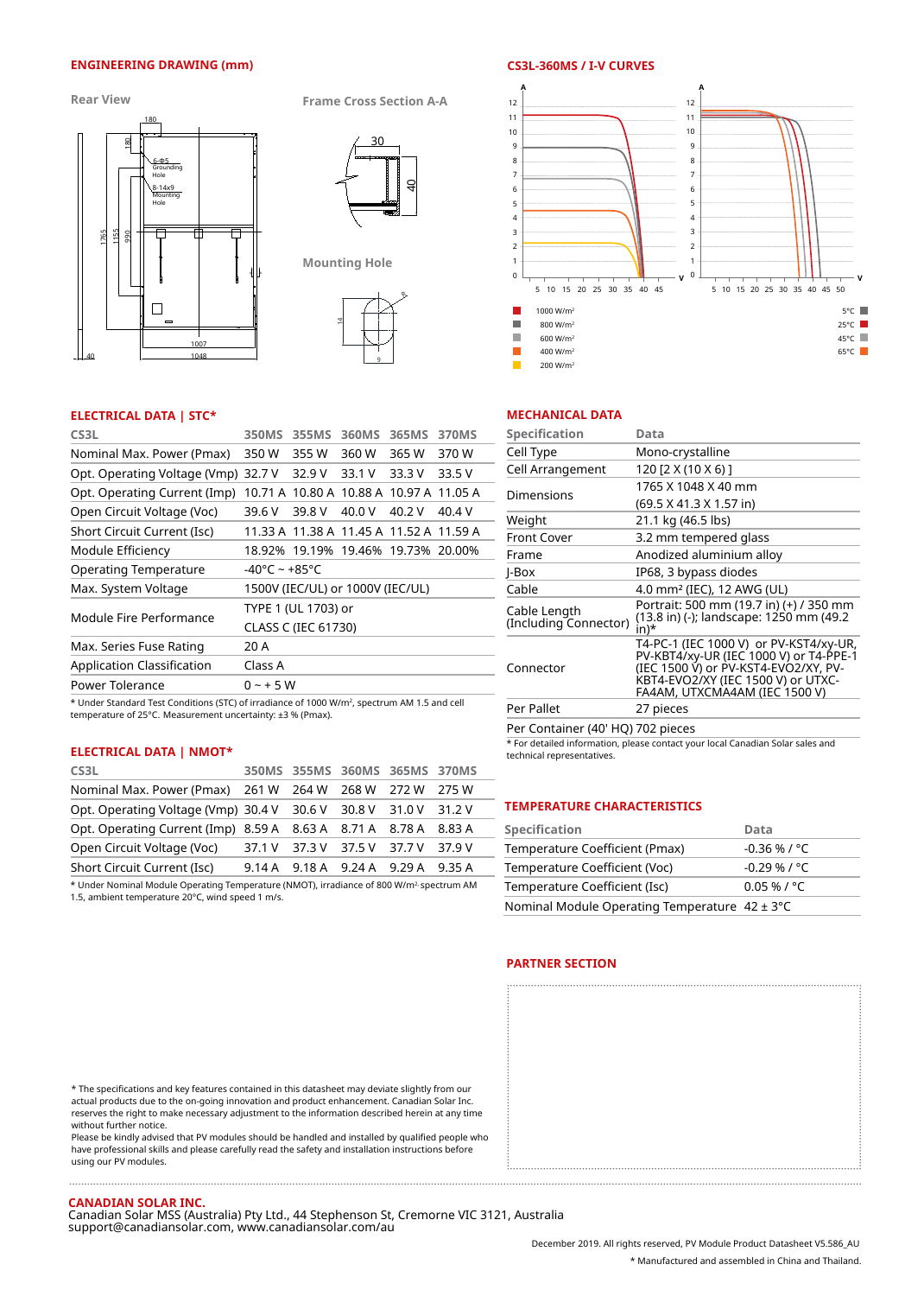## ENGINEERING DRAWING (mm)

Rear View

180
180
6-Φ5
Grounding
Hole
8-14x9
Mounting
Hole
1765
1155
990
1007
1048
40

Frame Cross Section A-A

30
40

Mounting Hole

14
9

## CS3L-360MS / I-V CURVES

A
12
11
10
9
8
7
6
5
4
3
2
1
0
5 10 15 20 25 30 35 40 45
V

A
12
11
10
9
8
7
6
5
4
3
2
1
0
5 10 15 20 25 30 35 40 45 50
V

1000 W/m²
800 W/m²
600 W/m²
400 W/m²
200 W/m²

5°C
25°C
45°C
65°C

## ELECTRICAL DATA | STC*

| CS3L | 350MS | 355MS | 360MS | 365MS | 370MS |
|---|---|---|---|---|---|
| Nominal Max. Power (Pmax) | 350 W | 355 W | 360 W | 365 W | 370 W |
| Opt. Operating Voltage (Vmp) | 32.7 V | 32.9 V | 33.1 V | 33.3 V | 33.5 V |
| Opt. Operating Current (Imp) | 10.71 A | 10.80 A | 10.88 A | 10.97 A | 11.05 A |
| Open Circuit Voltage (Voc) | 39.6 V | 39.8 V | 40.0 V | 40.2 V | 40.4 V |
| Short Circuit Current (Isc) | 11.33 A | 11.38 A | 11.45 A | 11.52 A | 11.59 A |
| Module Efficiency | 18.92% | 19.19% | 19.46% | 19.73% | 20.00% |
| Operating Temperature | -40°C ~ +85°C | | | | |
| Max. System Voltage | 1500V (IEC/UL) or 1000V (IEC/UL) | | | | |
| Module Fire Performance | TYPE 1 (UL 1703) or CLASS C (IEC 61730) | | | | |
| Max. Series Fuse Rating | 20 A | | | | |
| Application Classification | Class A | | | | |
| Power Tolerance | 0 ~ + 5 W | | | | |

* Under Standard Test Conditions (STC) of irradiance of 1000 W/m², spectrum AM 1.5 and cell temperature of 25°C. Measurement uncertainty: ±3 % (Pmax).

## ELECTRICAL DATA | NMOT*

| CS3L | 350MS | 355MS | 360MS | 365MS | 370MS |
|---|---|---|---|---|---|
| Nominal Max. Power (Pmax) | 261 W | 264 W | 268 W | 272 W | 275 W |
| Opt. Operating Voltage (Vmp) | 30.4 V | 30.6 V | 30.8 V | 31.0 V | 31.2 V |
| Opt. Operating Current (Imp) | 8.59 A | 8.63 A | 8.71 A | 8.78 A | 8.83 A |
| Open Circuit Voltage (Voc) | 37.1 V | 37.3 V | 37.5 V | 37.7 V | 37.9 V |
| Short Circuit Current (Isc) | 9.14 A | 9.18 A | 9.24 A | 9.29 A | 9.35 A |

* Under Nominal Module Operating Temperature (NMOT), irradiance of 800 W/m² spectrum AM 1.5, ambient temperature 20°C, wind speed 1 m/s.

## MECHANICAL DATA

| Specification | Data |
|---|---|
| Cell Type | Mono-crystalline |
| Cell Arrangement | 120 [2 X (10 X 6) ] |
| Dimensions | 1765 X 1048 X 40 mm (69.5 X 41.3 X 1.57 in) |
| Weight | 21.1 kg (46.5 lbs) |
| Front Cover | 3.2 mm tempered glass |
| Frame | Anodized aluminium alloy |
| J-Box | IP68, 3 bypass diodes |
| Cable | 4.0 mm² (IEC), 12 AWG (UL) |
| Cable Length (Including Connector) | Portrait: 500 mm (19.7 in) (+) / 350 mm (13.8 in) (-); landscape: 1250 mm (49.2 in)* |
| Connector | T4-PC-1 (IEC 1000 V) or PV-KST4/xy-UR, PV-KBT4/xy-UR (IEC 1000 V) or T4-PPE-1 (IEC 1500 V) or PV-KST4-EVO2/XY, PV-KBT4-EVO2/XY (IEC 1500 V) or UTXC-FA4AM, UTXCMA4AM (IEC 1500 V) |
| Per Pallet | 27 pieces |
| Per Container (40' HQ) | 702 pieces |

* For detailed information, please contact your local Canadian Solar sales and technical representatives.

## TEMPERATURE CHARACTERISTICS

| Specification | Data |
|---|---|
| Temperature Coefficient (Pmax) | -0.36 % / °C |
| Temperature Coefficient (Voc) | -0.29 % / °C |
| Temperature Coefficient (Isc) | 0.05 % / °C |
| Nominal Module Operating Temperature | 42 ± 3°C |

## PARTNER SECTION

* The specifications and key features contained in this datasheet may deviate slightly from our actual products due to the on-going innovation and product enhancement. Canadian Solar Inc. reserves the right to make necessary adjustment to the information described herein at any time without further notice.
Please be kindly advised that PV modules should be handled and installed by qualified people who have professional skills and please carefully read the safety and installation instructions before using our PV modules.

**CANADIAN SOLAR INC.**
Canadian Solar MSS (Australia) Pty Ltd., 44 Stephenson St, Cremorne VIC 3121, Australia
support@canadiansolar.com, www.canadiansolar.com/au

December 2019. All rights reserved, PV Module Product Datasheet V5.586_AU

* Manufactured and assembled in China and Thailand.